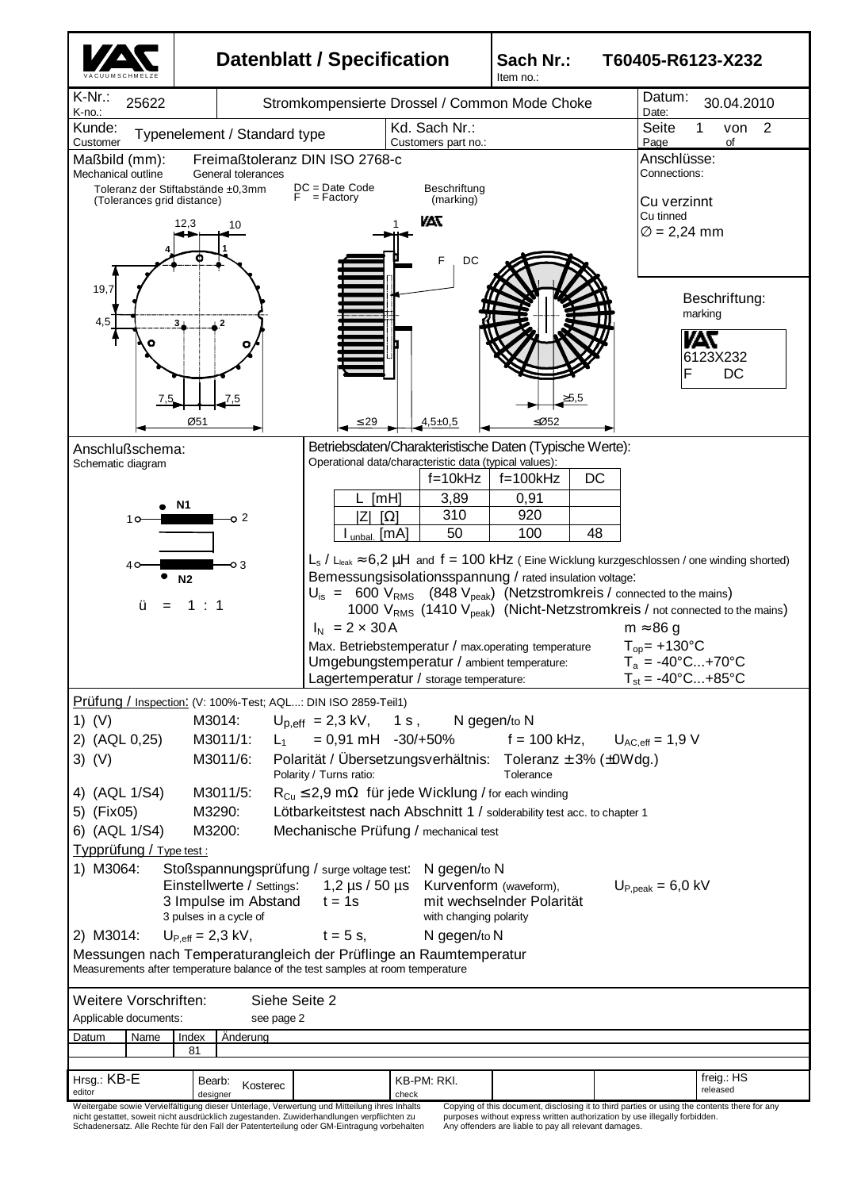# Datenblatt / Specification

**Sach Nr.: / Item no.:** T60405-R6123-X232

| K-Nr.: / K-no.: | 25622 | Stromkompensierte Drossel / Common Mode Choke | Datum: / Date: | 30.04.2010 |
|---|---|---|---|---|
| Kunde: / Customer | Typenelement / Standard type | Kd. Sach Nr.: / Customers part no.: | Seite / Page | 1 von / of 2 |

**Maßbild (mm): / Mechanical outline**

Freimaßtoleranz DIN ISO 2768-c / General tolerances

Toleranz der Stiftabstände ±0,3mm (Tolerances grid distance)

DC = Date Code
F = Factory

Beschriftung (marking)

12,3 · 10 · 19,7 · 4,5 · 7,5 · 7,5 · Ø51 · ≤29 · 4,5±0,5 · ≤Ø52 · ≥5,5

**Anschlüsse: / Connections:**

Cu verzinnt / Cu tinned
∅ = 2,24 mm

**Beschriftung: / marking**

VAC
6123X232
F DC

**Anschlußschema: / Schematic diagram**

N1: 1 – 2
N2: 4 – 3

ü = 1 : 1

**Betriebsdaten/Charakteristische Daten (Typische Werte): / Operational data/characteristic data (typical values):**

| | f=10kHz | f=100kHz | DC |
|---|---|---|---|
| L [mH] | 3,89 | 0,91 | |
| \|Z\| [Ω] | 310 | 920 | |
| $I_{unbal.}$ [mA] | 50 | 100 | 48 |

$L_s$ / $L_{leak}$ ≈ 6,2 µH and f = 100 kHz ( Eine Wicklung kurzgeschlossen / one winding shorted)

Bemessungsisolationsspannung / rated insulation voltage:

$U_{is}$ = 600 $V_{RMS}$ (848 $V_{peak}$) (Netzstromkreis / connected to the mains)
1000 $V_{RMS}$ (1410 $V_{peak}$) (Nicht-Netzstromkreis / not connected to the mains)

$I_N$ = 2 × 30 A — m ≈ 86 g

Max. Betriebstemperatur / max.operating temperature — $T_{op}$ = +130°C

Umgebungstemperatur / ambient temperature: — $T_a$ = -40°C...+70°C

Lagertemperatur / storage temperature: — $T_{st}$ = -40°C...+85°C

**Prüfung / Inspection:** (V: 100%-Test; AQL...: DIN ISO 2859-Teil1)

1) (V) M3014: $U_{p,eff}$ = 2,3 kV, 1 s , N gegen/to N
2) (AQL 0,25) M3011/1: $L_1$ = 0,91 mH -30/+50% f = 100 kHz, $U_{AC,eff}$ = 1,9 V
3) (V) M3011/6: Polarität / Übersetzungsverhältnis: Toleranz ± 3% (±0Wdg.) (Polarity / Turns ratio: Tolerance)
4) (AQL 1/S4) M3011/5: $R_{Cu}$ ≤ 2,9 mΩ für jede Wicklung / for each winding
5) (Fix05) M3290: Lötbarkeitstest nach Abschnitt 1 / solderability test acc. to chapter 1
6) (AQL 1/S4) M3200: Mechanische Prüfung / mechanical test

**Typprüfung / Type test :**

1) M3064: Stoßspannungsprüfung / surge voltage test: N gegen/to N
Einstellwerte / Settings: 1,2 µs / 50 µs Kurvenform (waveform), $U_{P,peak}$ = 6,0 kV
3 Impulse im Abstand t = 1s mit wechselnder Polarität (3 pulses in a cycle of ... with changing polarity)

2) M3014: $U_{P,eff}$ = 2,3 kV, t = 5 s, N gegen/to N

Messungen nach Temperaturangleich der Prüflinge an Raumtemperatur
Measurements after temperature balance of the test samples at room temperature

Weitere Vorschriften: / Applicable documents: Siehe Seite 2 / see page 2

| Datum | Name | Index | Änderung |
|---|---|---|---|
| | | 81 | |

| Hrsg.: KB-E (editor) | Bearb.: Kosterec (designer) | KB-PM: RKl. (check) | freig.: HS (released) |
|---|---|---|---|

Weitergabe sowie Vervielfältigung dieser Unterlage, Verwertung und Mitteilung ihres Inhalts nicht gestattet, soweit nicht ausdrücklich zugestanden. Zuwiderhandlungen verpflichten zu Schadenersatz. Alle Rechte für den Fall der Patenterteilung oder GM-Eintragung vorbehalten

Copying of this document, disclosing it to third parties or using the contents there for any purposes without express written authorization by use illegally forbidden. Any offenders are liable to pay all relevant damages.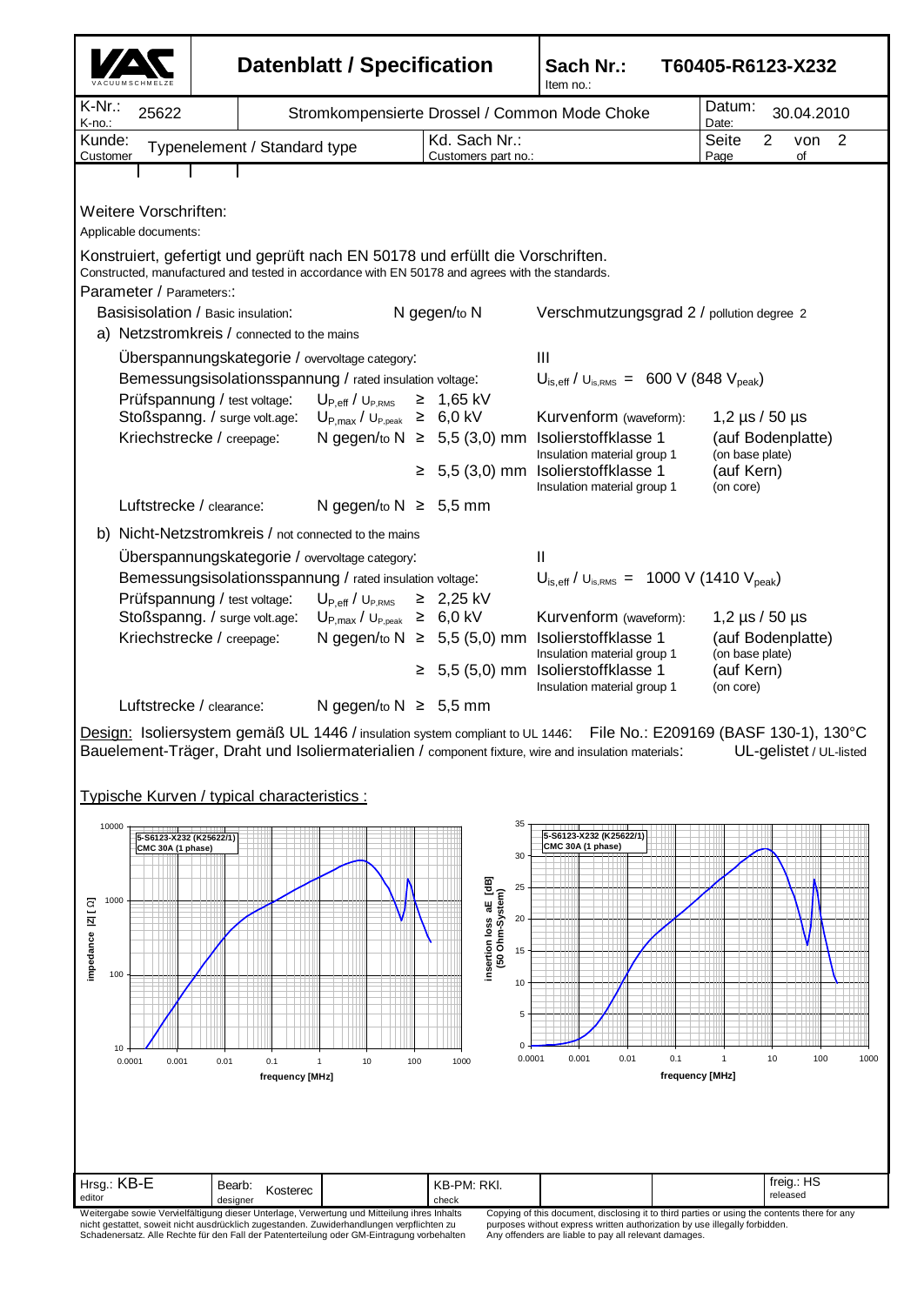# Datenblatt / Specification

**Sach Nr.:** Item no.: **T60405-R6123-X232**

| | | | |
|---|---|---|---|
| K-Nr.: K-no.: 25622 | Stromkompensierte Drossel / Common Mode Choke | | Datum: Date: 30.04.2010 |
| Kunde: Customer: Typenelement / Standard type | | Kd. Sach Nr.: Customers part no.: | Seite 2 von 2 Page of |

Weitere Vorschriften:
Applicable documents:

Konstruiert, gefertigt und geprüft nach EN 50178 und erfüllt die Vorschriften.
Constructed, manufactured and tested in accordance with EN 50178 and agrees with the standards.

Parameter / Parameters::

Basisisolation / Basic insulation: N gegen/to N — Verschmutzungsgrad 2 / pollution degree 2

a) Netzstromkreis / connected to the mains

- Überspannungskategorie / overvoltage category: III
- Bemessungsisolationsspannung / rated insulation voltage: $U_{is,eff}$ / $U_{is,RMS}$ = 600 V (848 $V_{peak}$)
- Prüfspannung / test voltage: $U_{P,eff}$ / $U_{P,RMS}$ ≥ 1,65 kV
- Stoßspanng. / surge volt.age: $U_{P,max}$ / $U_{P,peak}$ ≥ 6,0 kV — Kurvenform (waveform): 1,2 µs / 50 µs
- Kriechstrecke / creepage: N gegen/to N ≥ 5,5 (3,0) mm — Isolierstoffklasse 1 / Insulation material group 1 — (auf Bodenplatte) (on base plate)
- ≥ 5,5 (3,0) mm — Isolierstoffklasse 1 / Insulation material group 1 — (auf Kern) (on core)
- Luftstrecke / clearance: N gegen/to N ≥ 5,5 mm

b) Nicht-Netzstromkreis / not connected to the mains

- Überspannungskategorie / overvoltage category: II
- Bemessungsisolationsspannung / rated insulation voltage: $U_{is,eff}$ / $U_{is,RMS}$ = 1000 V (1410 $V_{peak}$)
- Prüfspannung / test voltage: $U_{P,eff}$ / $U_{P,RMS}$ ≥ 2,25 kV
- Stoßspanng. / surge volt.age: $U_{P,max}$ / $U_{P,peak}$ ≥ 6,0 kV — Kurvenform (waveform): 1,2 µs / 50 µs
- Kriechstrecke / creepage: N gegen/to N ≥ 5,5 (5,0) mm — Isolierstoffklasse 1 / Insulation material group 1 — (auf Bodenplatte) (on base plate)
- ≥ 5,5 (5,0) mm — Isolierstoffklasse 1 / Insulation material group 1 — (auf Kern) (on core)
- Luftstrecke / clearance: N gegen/to N ≥ 5,5 mm

Design: Isoliersystem gemäß UL 1446 / insulation system compliant to UL 1446: File No.: E209169 (BASF 130-1), 130°C
Bauelement-Träger, Draht und Isoliermaterialien / component fixture, wire and insulation materials: UL-gelistet / UL-listed

Typische Kurven / typical characteristics :

5-S6123-X232 (K25622/1)
CMC 30A (1 phase)
impedance |Z| [Ω]
10000
1000
100
10
0.0001 0.001 0.01 0.1 1 10 100 1000
frequency [MHz]

5-S6123-X232 (K25622/1)
CMC 30A (1 phase)
insertion loss aE [dB] (50 Ohm-System)
35 30 25 20 15 10 5 0
0.0001 0.001 0.01 0.1 1 10 100 1000
frequency [MHz]

| | | | |
|---|---|---|---|
| Hrsg.: KB-E editor | Bearb: designer Kosterec | KB-PM: RKl. check | freig.: HS released |

Weitergabe sowie Vervielfältigung dieser Unterlage, Verwertung und Mitteilung ihres Inhalts nicht gestattet, soweit nicht ausdrücklich zugestanden. Zuwiderhandlungen verpflichten zu Schadenersatz. Alle Rechte für den Fall der Patenterteilung oder GM-Eintragung vorbehalten

Copying of this document, disclosing it to third parties or using the contents there for any purposes without express written authorization by use illegally forbidden. Any offenders are liable to pay all relevant damages.